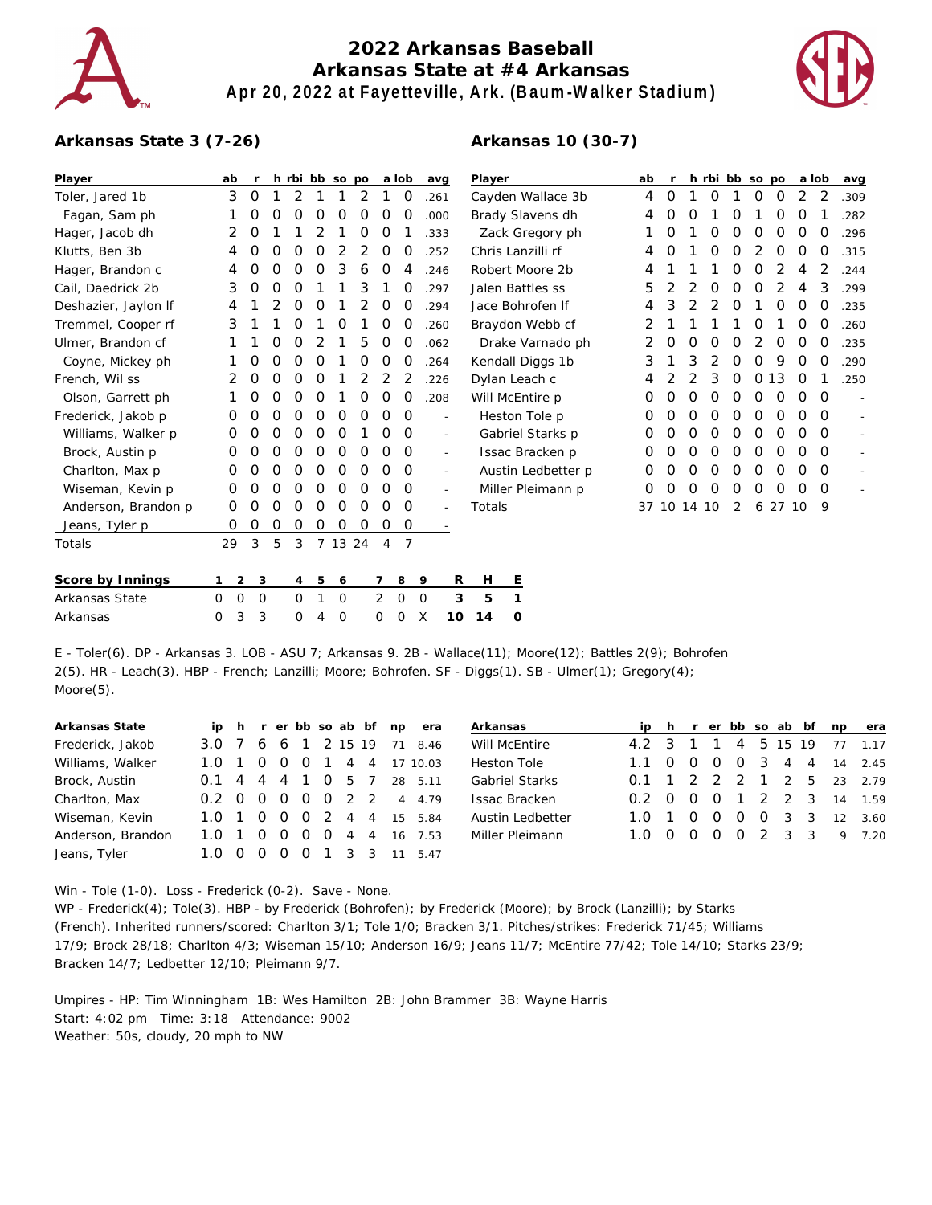# 2022 Arkansas Baseball
## Arkansas State at #4 Arkansas
### Apr 20, 2022 at Fayetteville, Ark. (Baum-Walker Stadium)

**Arkansas State 3 (7-26)**

| Player | ab | r | h | rbi | bb | so | po | a | lob | avg |
|---|---|---|---|---|---|---|---|---|---|---|
| Toler, Jared 1b | 3 | 0 | 1 | 2 | 1 | 1 | 2 | 1 | 0 | .261 |
| Fagan, Sam ph | 1 | 0 | 0 | 0 | 0 | 0 | 0 | 0 | 0 | .000 |
| Hager, Jacob dh | 2 | 0 | 1 | 1 | 2 | 1 | 0 | 0 | 1 | .333 |
| Klutts, Ben 3b | 4 | 0 | 0 | 0 | 0 | 2 | 2 | 0 | 0 | .252 |
| Hager, Brandon c | 4 | 0 | 0 | 0 | 0 | 3 | 6 | 0 | 4 | .246 |
| Cail, Daedrick 2b | 3 | 0 | 0 | 0 | 1 | 1 | 3 | 1 | 0 | .297 |
| Deshazier, Jaylon lf | 4 | 1 | 2 | 0 | 0 | 1 | 2 | 0 | 0 | .294 |
| Tremmel, Cooper rf | 3 | 1 | 1 | 0 | 1 | 0 | 1 | 0 | 0 | .260 |
| Ulmer, Brandon cf | 1 | 1 | 0 | 0 | 2 | 1 | 5 | 0 | 0 | .062 |
| Coyne, Mickey ph | 1 | 0 | 0 | 0 | 0 | 1 | 0 | 0 | 0 | .264 |
| French, Wil ss | 2 | 0 | 0 | 0 | 0 | 1 | 2 | 2 | 2 | .226 |
| Olson, Garrett ph | 1 | 0 | 0 | 0 | 0 | 1 | 0 | 0 | 0 | .208 |
| Frederick, Jakob p | 0 | 0 | 0 | 0 | 0 | 0 | 0 | 0 | 0 | - |
| Williams, Walker p | 0 | 0 | 0 | 0 | 0 | 0 | 1 | 0 | 0 | - |
| Brock, Austin p | 0 | 0 | 0 | 0 | 0 | 0 | 0 | 0 | 0 | - |
| Charlton, Max p | 0 | 0 | 0 | 0 | 0 | 0 | 0 | 0 | 0 | - |
| Wiseman, Kevin p | 0 | 0 | 0 | 0 | 0 | 0 | 0 | 0 | 0 | - |
| Anderson, Brandon p | 0 | 0 | 0 | 0 | 0 | 0 | 0 | 0 | 0 | - |
| Jeans, Tyler p | 0 | 0 | 0 | 0 | 0 | 0 | 0 | 0 | 0 | - |
| Totals | 29 | 3 | 5 | 3 | 7 | 13 | 24 | 4 | 7 | |

**Arkansas 10 (30-7)**

| Player | ab | r | h | rbi | bb | so | po | a | lob | avg |
|---|---|---|---|---|---|---|---|---|---|---|
| Cayden Wallace 3b | 4 | 0 | 1 | 0 | 1 | 0 | 0 | 2 | 2 | .309 |
| Brady Slavens dh | 4 | 0 | 0 | 1 | 0 | 1 | 0 | 0 | 1 | .282 |
| Zack Gregory ph | 1 | 0 | 1 | 0 | 0 | 0 | 0 | 0 | 0 | .296 |
| Chris Lanzilli rf | 4 | 0 | 1 | 0 | 0 | 2 | 0 | 0 | 0 | .315 |
| Robert Moore 2b | 4 | 1 | 1 | 1 | 0 | 0 | 2 | 4 | 2 | .244 |
| Jalen Battles ss | 5 | 2 | 2 | 0 | 0 | 0 | 2 | 4 | 3 | .299 |
| Jace Bohrofen lf | 4 | 3 | 2 | 2 | 0 | 1 | 0 | 0 | 0 | .235 |
| Braydon Webb cf | 2 | 1 | 1 | 1 | 1 | 0 | 1 | 0 | 0 | .260 |
| Drake Varnado ph | 2 | 0 | 0 | 0 | 0 | 2 | 0 | 0 | 0 | .235 |
| Kendall Diggs 1b | 3 | 1 | 3 | 2 | 0 | 0 | 9 | 0 | 0 | .290 |
| Dylan Leach c | 4 | 2 | 2 | 3 | 0 | 0 | 13 | 0 | 1 | .250 |
| Will McEntire p | 0 | 0 | 0 | 0 | 0 | 0 | 0 | 0 | 0 | - |
| Heston Tole p | 0 | 0 | 0 | 0 | 0 | 0 | 0 | 0 | 0 | - |
| Gabriel Starks p | 0 | 0 | 0 | 0 | 0 | 0 | 0 | 0 | 0 | - |
| Issac Bracken p | 0 | 0 | 0 | 0 | 0 | 0 | 0 | 0 | 0 | - |
| Austin Ledbetter p | 0 | 0 | 0 | 0 | 0 | 0 | 0 | 0 | 0 | - |
| Miller Pleimann p | 0 | 0 | 0 | 0 | 0 | 0 | 0 | 0 | 0 | - |
| Totals | 37 | 10 | 14 | 10 | 2 | 6 | 27 | 10 | 9 | |

| Score by Innings | 1 | 2 | 3 | 4 | 5 | 6 | 7 | 8 | 9 | R | H | E |
|---|---|---|---|---|---|---|---|---|---|---|---|---|
| Arkansas State | 0 | 0 | 0 | 0 | 1 | 0 | 2 | 0 | 0 | 3 | 5 | 1 |
| Arkansas | 0 | 3 | 3 | 0 | 4 | 0 | 0 | 0 | X | 10 | 14 | 0 |

E - Toler(6). DP - Arkansas 3. LOB - ASU 7; Arkansas 9. 2B - Wallace(11); Moore(12); Battles 2(9); Bohrofen 2(5). HR - Leach(3). HBP - French; Lanzilli; Moore; Bohrofen. SF - Diggs(1). SB - Ulmer(1); Gregory(4); Moore(5).

| Arkansas State | ip | h | r | er | bb | so | ab | bf | np | era |
|---|---|---|---|---|---|---|---|---|---|---|
| Frederick, Jakob | 3.0 | 7 | 6 | 6 | 1 | 2 | 15 | 19 | 71 | 8.46 |
| Williams, Walker | 1.0 | 1 | 0 | 0 | 0 | 1 | 4 | 4 | 17 | 10.03 |
| Brock, Austin | 0.1 | 4 | 4 | 4 | 1 | 0 | 5 | 7 | 28 | 5.11 |
| Charlton, Max | 0.2 | 0 | 0 | 0 | 0 | 0 | 2 | 2 | 4 | 4.79 |
| Wiseman, Kevin | 1.0 | 1 | 0 | 0 | 0 | 2 | 4 | 4 | 15 | 5.84 |
| Anderson, Brandon | 1.0 | 1 | 0 | 0 | 0 | 0 | 4 | 4 | 16 | 7.53 |
| Jeans, Tyler | 1.0 | 0 | 0 | 0 | 0 | 1 | 3 | 3 | 11 | 5.47 |

| Arkansas | ip | h | r | er | bb | so | ab | bf | np | era |
|---|---|---|---|---|---|---|---|---|---|---|
| Will McEntire | 4.2 | 3 | 1 | 1 | 4 | 5 | 15 | 19 | 77 | 1.17 |
| Heston Tole | 1.1 | 0 | 0 | 0 | 0 | 3 | 4 | 4 | 14 | 2.45 |
| Gabriel Starks | 0.1 | 1 | 2 | 2 | 2 | 1 | 2 | 5 | 23 | 2.79 |
| Issac Bracken | 0.2 | 0 | 0 | 0 | 1 | 2 | 2 | 3 | 14 | 1.59 |
| Austin Ledbetter | 1.0 | 1 | 0 | 0 | 0 | 0 | 3 | 3 | 12 | 3.60 |
| Miller Pleimann | 1.0 | 0 | 0 | 0 | 0 | 2 | 3 | 3 | 9 | 7.20 |

Win - Tole (1-0). Loss - Frederick (0-2). Save - None.
WP - Frederick(4); Tole(3). HBP - by Frederick (Bohrofen); by Frederick (Moore); by Brock (Lanzilli); by Starks (French). Inherited runners/scored: Charlton 3/1; Tole 1/0; Bracken 3/1. Pitches/strikes: Frederick 71/45; Williams 17/9; Brock 28/18; Charlton 4/3; Wiseman 15/10; Anderson 16/9; Jeans 11/7; McEntire 77/42; Tole 14/10; Starks 23/9; Bracken 14/7; Ledbetter 12/10; Pleimann 9/7.

Umpires - HP: Tim Winningham 1B: Wes Hamilton 2B: John Brammer 3B: Wayne Harris
Start: 4:02 pm Time: 3:18 Attendance: 9002
Weather: 50s, cloudy, 20 mph to NW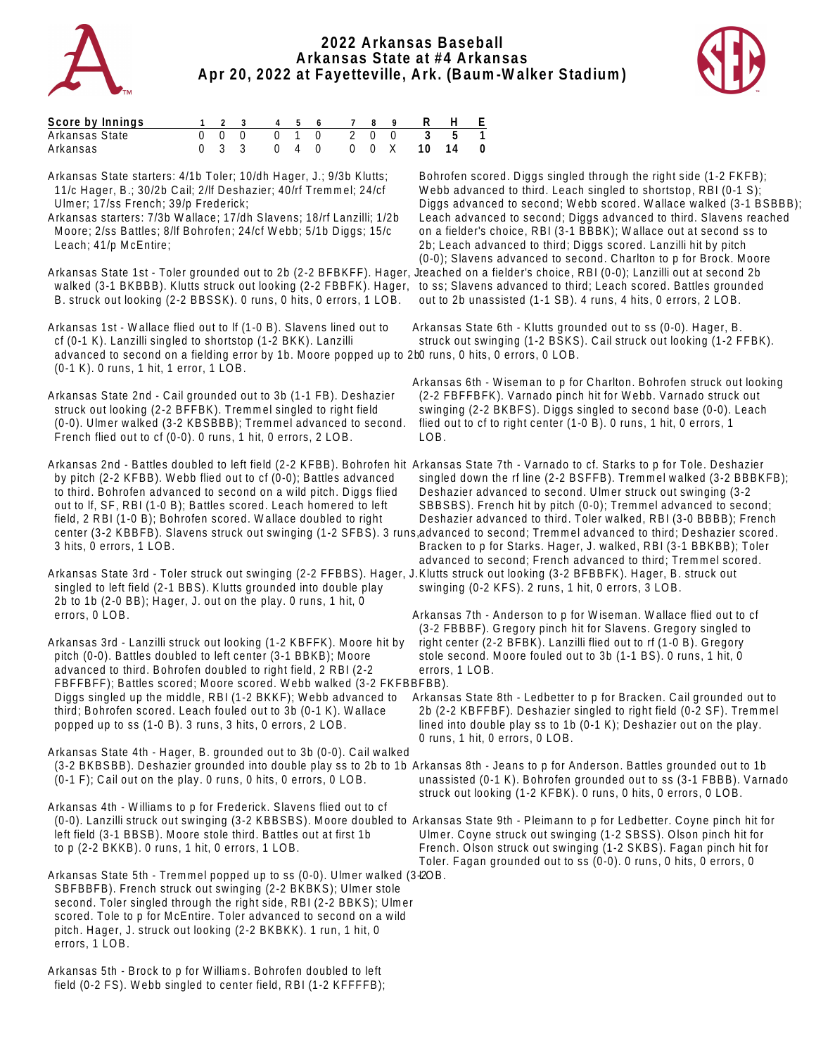# 2022 Arkansas Baseball
## Arkansas State at #4 Arkansas
### Apr 20, 2022 at Fayetteville, Ark. (Baum-Walker Stadium)

| Score by Innings | 1 | 2 | 3 | 4 | 5 | 6 | 7 | 8 | 9 | R | H | E |
|---|---|---|---|---|---|---|---|---|---|---|---|---|
| Arkansas State | 0 | 0 | 0 | 0 | 1 | 0 | 2 | 0 | 0 | 3 | 5 | 1 |
| Arkansas | 0 | 3 | 3 | 0 | 4 | 0 | 0 | 0 | X | 10 | 14 | 0 |

Arkansas State starters: 4/1b Toler; 10/dh Hager, J.; 9/3b Klutts; 11/c Hager, B.; 30/2b Cail; 2/lf Deshazier; 40/rf Tremmel; 24/cf Ulmer; 17/ss French; 39/p Frederick;

Arkansas starters: 7/3b Wallace; 17/dh Slavens; 18/rf Lanzilli; 1/2b Moore; 2/ss Battles; 8/lf Bohrofen; 24/cf Webb; 5/1b Diggs; 15/c Leach; 41/p McEntire;

Arkansas State 1st - Toler grounded out to 2b (2-2 BFBKFF). Hager, J. walked (3-1 BKBBB). Klutts struck out looking (2-2 FBBFK). Hager, B. struck out looking (2-2 BBSSK). 0 runs, 0 hits, 0 errors, 1 LOB.

Arkansas 1st - Wallace flied out to lf (1-0 B). Slavens lined out to cf (0-1 K). Lanzilli singled to shortstop (1-2 BKK). Lanzilli advanced to second on a fielding error by 1b. Moore popped up to 2b (0-1 K). 0 runs, 1 hit, 1 error, 1 LOB.

Arkansas State 2nd - Cail grounded out to 3b (1-1 FB). Deshazier struck out looking (2-2 BFFBK). Tremmel singled to right field (0-0). Ulmer walked (3-2 KBSBBB); Tremmel advanced to second. French flied out to cf (0-0). 0 runs, 1 hit, 0 errors, 2 LOB.

Arkansas 2nd - Battles doubled to left field (2-2 KFBB). Bohrofen hit by pitch (2-2 KFBB). Webb flied out to cf (0-0); Battles advanced to third. Bohrofen advanced to second on a wild pitch. Diggs flied out to lf, SF, RBI (1-0 B); Battles scored. Leach homered to left field, 2 RBI (1-0 B); Bohrofen scored. Wallace doubled to right center (3-2 KBBFB). Slavens struck out swinging (1-2 SFBS). 3 runs, 3 hits, 0 errors, 1 LOB.

Arkansas State 3rd - Toler struck out swinging (2-2 FFBBS). Hager, J. singled to left field (2-1 BBS). Klutts grounded into double play 2b to 1b (2-0 BB); Hager, J. out on the play. 0 runs, 1 hit, 0 errors, 0 LOB.

Arkansas 3rd - Lanzilli struck out looking (1-2 KBFFK). Moore hit by pitch (0-0). Battles doubled to left center (3-1 BBKB); Moore advanced to third. Bohrofen doubled to right field, 2 RBI (2-2 FBFFBFF); Battles scored; Moore scored. Webb walked (3-2 FKFBBFBB). Diggs singled up the middle, RBI (1-2 BKKF); Webb advanced to third; Bohrofen scored. Leach fouled out to 3b (0-1 K). Wallace popped up to ss (1-0 B). 3 runs, 3 hits, 0 errors, 2 LOB.

Arkansas State 4th - Hager, B. grounded out to 3b (0-0). Cail walked (3-2 BKBSBB). Deshazier grounded into double play ss to 2b to 1b (0-1 F); Cail out on the play. 0 runs, 0 hits, 0 errors, 0 LOB.

Arkansas 4th - Williams to p for Frederick. Slavens flied out to cf (0-0). Lanzilli struck out swinging (3-2 KBBSBS). Moore doubled to left field (3-1 BBSB). Moore stole third. Battles out at first 1b to p (2-2 BKKB). 0 runs, 1 hit, 0 errors, 1 LOB.

Arkansas State 5th - Tremmel popped up to ss (0-0). Ulmer walked (3-2 SBFBBFB). French struck out swinging (2-2 BKBKS); Ulmer stole second. Toler singled through the right side, RBI (2-2 BBKS); Ulmer scored. Tole to p for McEntire. Toler advanced to second on a wild pitch. Hager, J. struck out looking (2-2 BKBKK). 1 run, 1 hit, 0 errors, 1 LOB.

Arkansas 5th - Brock to p for Williams. Bohrofen doubled to left field (0-2 FS). Webb singled to center field, RBI (1-2 KFFFFB); Bohrofen scored. Diggs singled through the right side (1-2 FKFB); Webb advanced to third. Leach singled to shortstop, RBI (0-1 S); Diggs advanced to second; Webb scored. Wallace walked (3-1 BSBBB); Leach advanced to second; Diggs advanced to third. Slavens reached on a fielder's choice, RBI (3-1 BBBK); Wallace out at second ss to 2b; Leach advanced to third; Diggs scored. Lanzilli hit by pitch (0-0); Slavens advanced to second. Charlton to p for Brock. Moore reached on a fielder's choice, RBI (0-0); Lanzilli out at second 2b to ss; Slavens advanced to third; Leach scored. Battles grounded out to 2b unassisted (1-1 SB). 4 runs, 4 hits, 0 errors, 2 LOB.

Arkansas State 6th - Klutts grounded out to ss (0-0). Hager, B. struck out swinging (1-2 BSKS). Cail struck out looking (1-2 FFBK). 0 runs, 0 hits, 0 errors, 0 LOB.

Arkansas 6th - Wiseman to p for Charlton. Bohrofen struck out looking (2-2 FBFFBFK). Varnado pinch hit for Webb. Varnado struck out swinging (2-2 BKBFS). Diggs singled to second base (0-0). Leach flied out to cf to right center (1-0 B). 0 runs, 1 hit, 0 errors, 1 LOB.

Arkansas State 7th - Varnado to cf. Starks to p for Tole. Deshazier singled down the rf line (2-2 BSFFB). Tremmel walked (3-2 BBBKFB); Deshazier advanced to second. Ulmer struck out swinging (3-2 SBBSBS). French hit by pitch (0-0); Tremmel advanced to second; Deshazier advanced to third. Toler walked, RBI (3-0 BBBB); French advanced to second; Tremmel advanced to third; Deshazier scored. Bracken to p for Starks. Hager, J. walked, RBI (3-1 BBKBB); Toler advanced to second; French advanced to third; Tremmel scored. Klutts struck out looking (3-2 BFBBFK). Hager, B. struck out swinging (0-2 KFS). 2 runs, 1 hit, 0 errors, 3 LOB.

Arkansas 7th - Anderson to p for Wiseman. Wallace flied out to cf (3-2 FBBBF). Gregory pinch hit for Slavens. Gregory singled to right center (2-2 BFBK). Lanzilli flied out to rf (1-0 B). Gregory stole second. Moore fouled out to 3b (1-1 BS). 0 runs, 1 hit, 0 errors, 1 LOB.

Arkansas State 8th - Ledbetter to p for Bracken. Cail grounded out to 2b (2-2 KBFFBF). Deshazier singled to right field (0-2 SF). Tremmel lined into double play ss to 1b (0-1 K); Deshazier out on the play. 0 runs, 1 hit, 0 errors, 0 LOB.

Arkansas 8th - Jeans to p for Anderson. Battles grounded out to 1b unassisted (0-1 K). Bohrofen grounded out to ss (3-1 FBBB). Varnado struck out looking (1-2 KFBK). 0 runs, 0 hits, 0 errors, 0 LOB.

Arkansas State 9th - Pleimann to p for Ledbetter. Coyne pinch hit for Ulmer. Coyne struck out swinging (1-2 SBSS). Olson pinch hit for French. Olson struck out swinging (1-2 SKBS). Fagan pinch hit for Toler. Fagan grounded out to ss (0-0). 0 runs, 0 hits, 0 errors, 0 LOB.